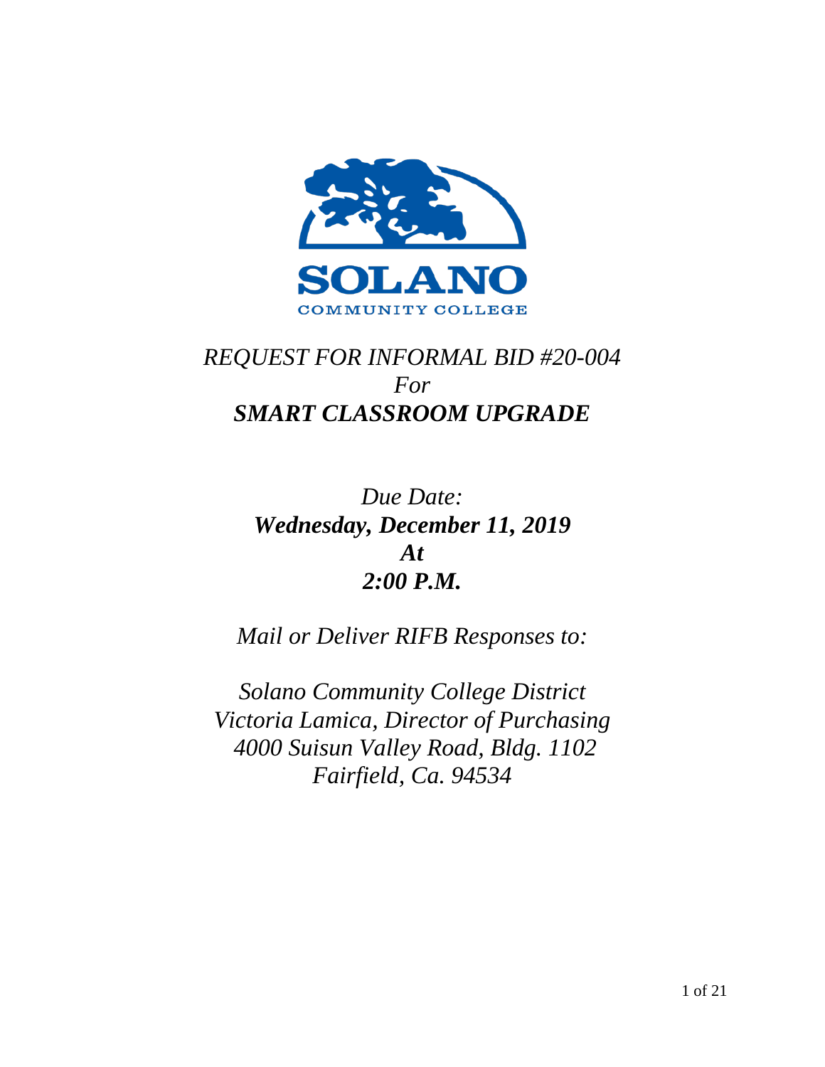SOLANO

COMMUNITY COLLEGE

*REQUEST FOR INFORMAL BID #20-004*
*For*
***SMART CLASSROOM UPGRADE***

*Due Date:*
***Wednesday, December 11, 2019***
***At***
***2:00 P.M.***

*Mail or Deliver RIFB Responses to:*

*Solano Community College District*
*Victoria Lamica, Director of Purchasing*
*4000 Suisun Valley Road, Bldg. 1102*
*Fairfield, Ca. 94534*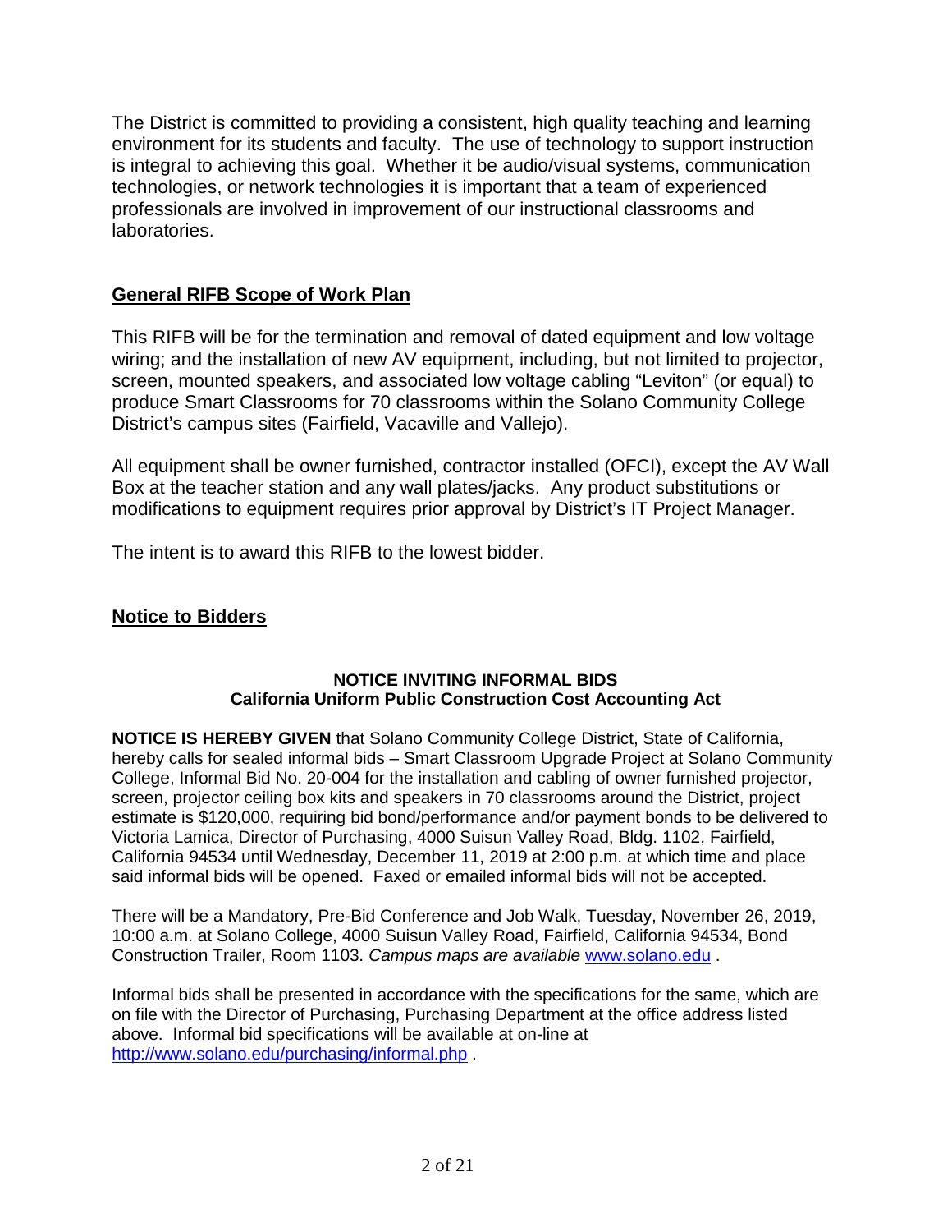The District is committed to providing a consistent, high quality teaching and learning environment for its students and faculty. The use of technology to support instruction is integral to achieving this goal. Whether it be audio/visual systems, communication technologies, or network technologies it is important that a team of experienced professionals are involved in improvement of our instructional classrooms and laboratories.

## General RIFB Scope of Work Plan

This RIFB will be for the termination and removal of dated equipment and low voltage wiring; and the installation of new AV equipment, including, but not limited to projector, screen, mounted speakers, and associated low voltage cabling "Leviton" (or equal) to produce Smart Classrooms for 70 classrooms within the Solano Community College District's campus sites (Fairfield, Vacaville and Vallejo).

All equipment shall be owner furnished, contractor installed (OFCI), except the AV Wall Box at the teacher station and any wall plates/jacks. Any product substitutions or modifications to equipment requires prior approval by District's IT Project Manager.

The intent is to award this RIFB to the lowest bidder.

## Notice to Bidders

**NOTICE INVITING INFORMAL BIDS**
**California Uniform Public Construction Cost Accounting Act**

**NOTICE IS HEREBY GIVEN** that Solano Community College District, State of California, hereby calls for sealed informal bids – Smart Classroom Upgrade Project at Solano Community College, Informal Bid No. 20-004 for the installation and cabling of owner furnished projector, screen, projector ceiling box kits and speakers in 70 classrooms around the District, project estimate is $120,000, requiring bid bond/performance and/or payment bonds to be delivered to Victoria Lamica, Director of Purchasing, 4000 Suisun Valley Road, Bldg. 1102, Fairfield, California 94534 until Wednesday, December 11, 2019 at 2:00 p.m. at which time and place said informal bids will be opened. Faxed or emailed informal bids will not be accepted.

There will be a Mandatory, Pre-Bid Conference and Job Walk, Tuesday, November 26, 2019, 10:00 a.m. at Solano College, 4000 Suisun Valley Road, Fairfield, California 94534, Bond Construction Trailer, Room 1103. *Campus maps are available* www.solano.edu .

Informal bids shall be presented in accordance with the specifications for the same, which are on file with the Director of Purchasing, Purchasing Department at the office address listed above. Informal bid specifications will be available at on-line at http://www.solano.edu/purchasing/informal.php .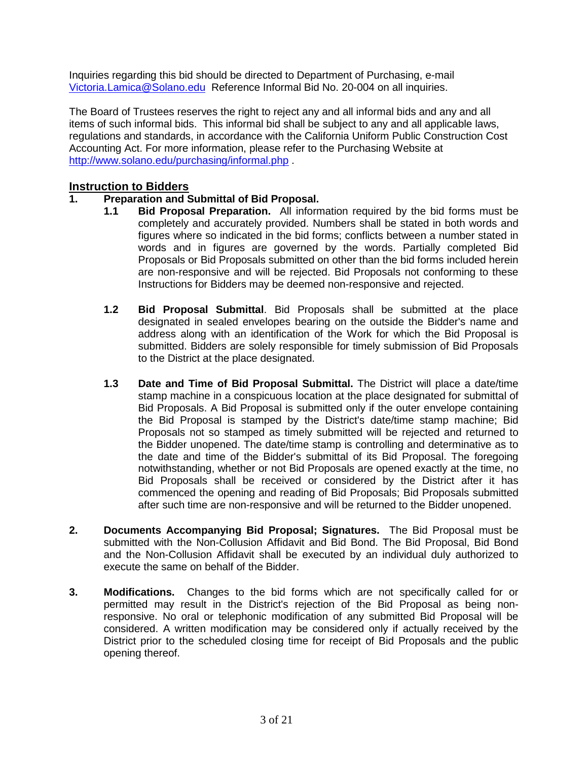Inquiries regarding this bid should be directed to Department of Purchasing, e-mail [Victoria.Lamica@Solano.edu](mailto:Victoria.Lamica@Solano.edu) Reference Informal Bid No. 20-004 on all inquiries.

The Board of Trustees reserves the right to reject any and all informal bids and any and all items of such informal bids. This informal bid shall be subject to any and all applicable laws, regulations and standards, in accordance with the California Uniform Public Construction Cost Accounting Act. For more information, please refer to the Purchasing Website at [http://www.solano.edu/purchasing/informal.php](http://www.solano.edu/purchasing/informal.php) .

## Instruction to Bidders

**1. Preparation and Submittal of Bid Proposal.**

**1.1 Bid Proposal Preparation.** All information required by the bid forms must be completely and accurately provided. Numbers shall be stated in both words and figures where so indicated in the bid forms; conflicts between a number stated in words and in figures are governed by the words. Partially completed Bid Proposals or Bid Proposals submitted on other than the bid forms included herein are non-responsive and will be rejected. Bid Proposals not conforming to these Instructions for Bidders may be deemed non-responsive and rejected.

**1.2 Bid Proposal Submittal**. Bid Proposals shall be submitted at the place designated in sealed envelopes bearing on the outside the Bidder's name and address along with an identification of the Work for which the Bid Proposal is submitted. Bidders are solely responsible for timely submission of Bid Proposals to the District at the place designated.

**1.3 Date and Time of Bid Proposal Submittal.** The District will place a date/time stamp machine in a conspicuous location at the place designated for submittal of Bid Proposals. A Bid Proposal is submitted only if the outer envelope containing the Bid Proposal is stamped by the District's date/time stamp machine; Bid Proposals not so stamped as timely submitted will be rejected and returned to the Bidder unopened. The date/time stamp is controlling and determinative as to the date and time of the Bidder's submittal of its Bid Proposal. The foregoing notwithstanding, whether or not Bid Proposals are opened exactly at the time, no Bid Proposals shall be received or considered by the District after it has commenced the opening and reading of Bid Proposals; Bid Proposals submitted after such time are non-responsive and will be returned to the Bidder unopened.

**2. Documents Accompanying Bid Proposal; Signatures.** The Bid Proposal must be submitted with the Non-Collusion Affidavit and Bid Bond. The Bid Proposal, Bid Bond and the Non-Collusion Affidavit shall be executed by an individual duly authorized to execute the same on behalf of the Bidder.

**3. Modifications.** Changes to the bid forms which are not specifically called for or permitted may result in the District's rejection of the Bid Proposal as being non-responsive. No oral or telephonic modification of any submitted Bid Proposal will be considered. A written modification may be considered only if actually received by the District prior to the scheduled closing time for receipt of Bid Proposals and the public opening thereof.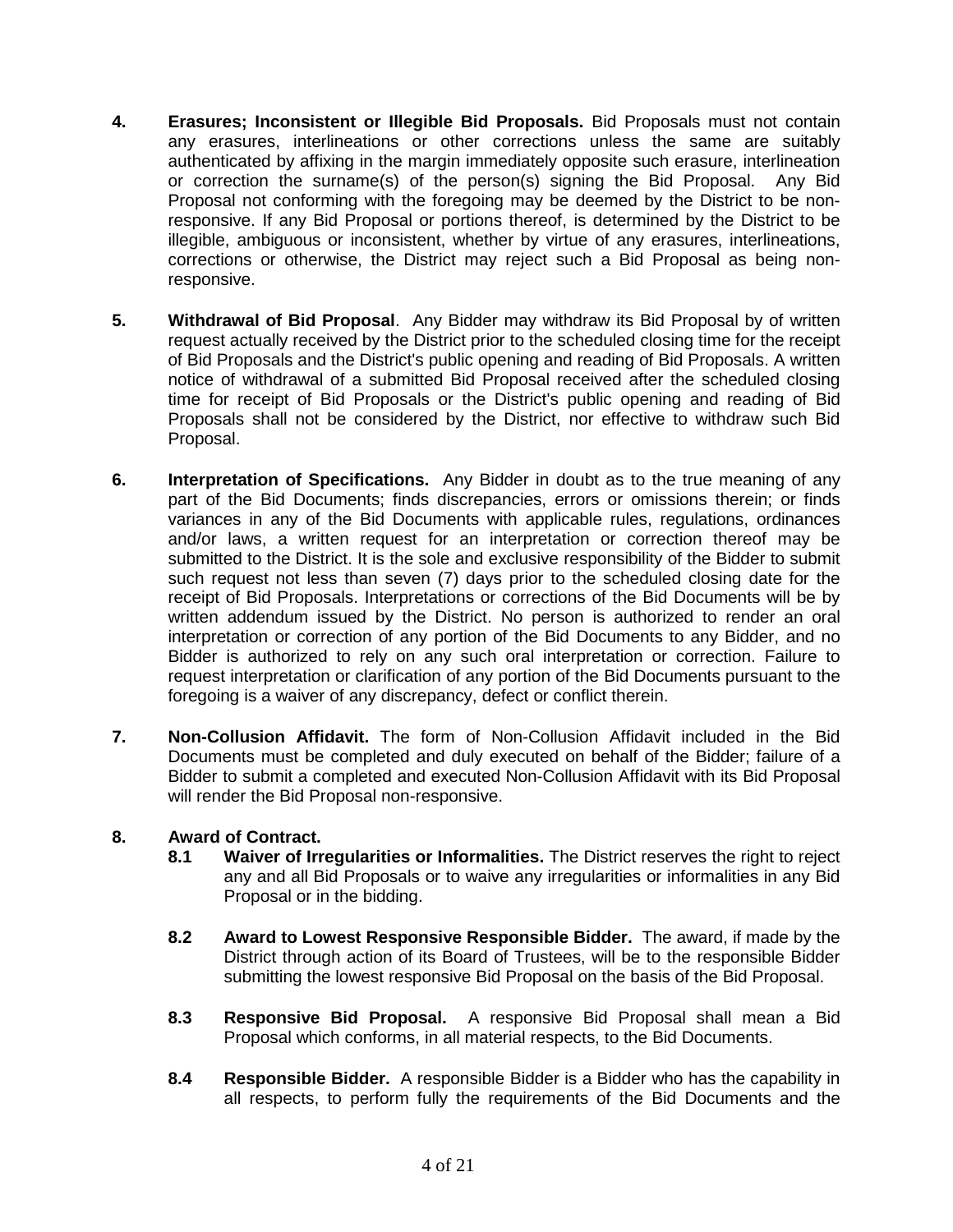**4. Erasures; Inconsistent or Illegible Bid Proposals.** Bid Proposals must not contain any erasures, interlineations or other corrections unless the same are suitably authenticated by affixing in the margin immediately opposite such erasure, interlineation or correction the surname(s) of the person(s) signing the Bid Proposal. Any Bid Proposal not conforming with the foregoing may be deemed by the District to be non-responsive. If any Bid Proposal or portions thereof, is determined by the District to be illegible, ambiguous or inconsistent, whether by virtue of any erasures, interlineations, corrections or otherwise, the District may reject such a Bid Proposal as being non-responsive.

**5. Withdrawal of Bid Proposal**. Any Bidder may withdraw its Bid Proposal by of written request actually received by the District prior to the scheduled closing time for the receipt of Bid Proposals and the District's public opening and reading of Bid Proposals. A written notice of withdrawal of a submitted Bid Proposal received after the scheduled closing time for receipt of Bid Proposals or the District's public opening and reading of Bid Proposals shall not be considered by the District, nor effective to withdraw such Bid Proposal.

**6. Interpretation of Specifications.** Any Bidder in doubt as to the true meaning of any part of the Bid Documents; finds discrepancies, errors or omissions therein; or finds variances in any of the Bid Documents with applicable rules, regulations, ordinances and/or laws, a written request for an interpretation or correction thereof may be submitted to the District. It is the sole and exclusive responsibility of the Bidder to submit such request not less than seven (7) days prior to the scheduled closing date for the receipt of Bid Proposals. Interpretations or corrections of the Bid Documents will be by written addendum issued by the District. No person is authorized to render an oral interpretation or correction of any portion of the Bid Documents to any Bidder, and no Bidder is authorized to rely on any such oral interpretation or correction. Failure to request interpretation or clarification of any portion of the Bid Documents pursuant to the foregoing is a waiver of any discrepancy, defect or conflict therein.

**7. Non-Collusion Affidavit.** The form of Non-Collusion Affidavit included in the Bid Documents must be completed and duly executed on behalf of the Bidder; failure of a Bidder to submit a completed and executed Non-Collusion Affidavit with its Bid Proposal will render the Bid Proposal non-responsive.

**8. Award of Contract.**

**8.1 Waiver of Irregularities or Informalities.** The District reserves the right to reject any and all Bid Proposals or to waive any irregularities or informalities in any Bid Proposal or in the bidding.

**8.2 Award to Lowest Responsive Responsible Bidder.** The award, if made by the District through action of its Board of Trustees, will be to the responsible Bidder submitting the lowest responsive Bid Proposal on the basis of the Bid Proposal.

**8.3 Responsive Bid Proposal.** A responsive Bid Proposal shall mean a Bid Proposal which conforms, in all material respects, to the Bid Documents.

**8.4 Responsible Bidder.** A responsible Bidder is a Bidder who has the capability in all respects, to perform fully the requirements of the Bid Documents and the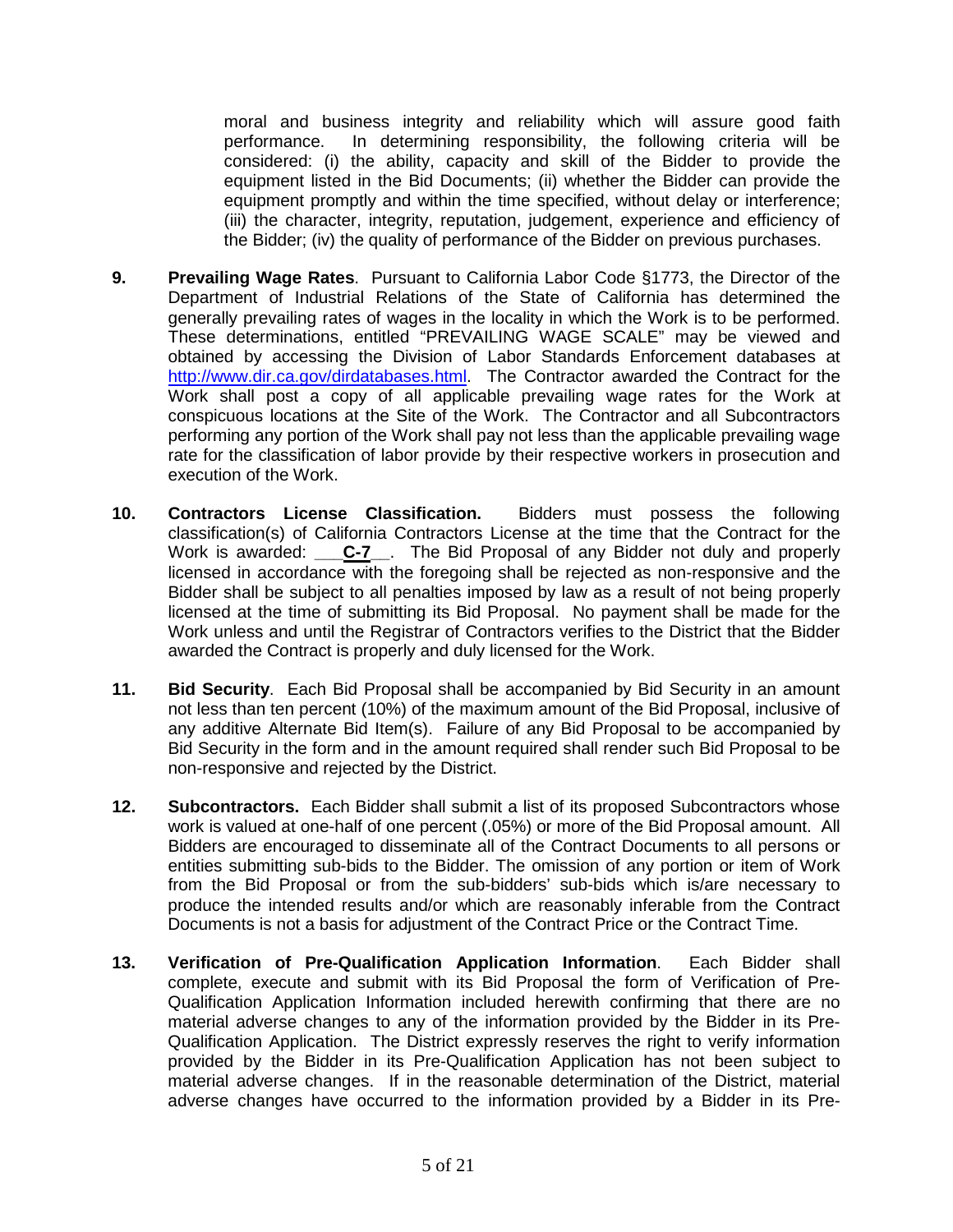moral and business integrity and reliability which will assure good faith performance. In determining responsibility, the following criteria will be considered: (i) the ability, capacity and skill of the Bidder to provide the equipment listed in the Bid Documents; (ii) whether the Bidder can provide the equipment promptly and within the time specified, without delay or interference; (iii) the character, integrity, reputation, judgement, experience and efficiency of the Bidder; (iv) the quality of performance of the Bidder on previous purchases.

**9. Prevailing Wage Rates**. Pursuant to California Labor Code §1773, the Director of the Department of Industrial Relations of the State of California has determined the generally prevailing rates of wages in the locality in which the Work is to be performed. These determinations, entitled "PREVAILING WAGE SCALE" may be viewed and obtained by accessing the Division of Labor Standards Enforcement databases at [http://www.dir.ca.gov/dirdatabases.html](http://www.dir.ca.gov/dirdatabases.html). The Contractor awarded the Contract for the Work shall post a copy of all applicable prevailing wage rates for the Work at conspicuous locations at the Site of the Work. The Contractor and all Subcontractors performing any portion of the Work shall pay not less than the applicable prevailing wage rate for the classification of labor provide by their respective workers in prosecution and execution of the Work.

**10. Contractors License Classification.** Bidders must possess the following classification(s) of California Contractors License at the time that the Contract for the Work is awarded: ___**C-7**__. The Bid Proposal of any Bidder not duly and properly licensed in accordance with the foregoing shall be rejected as non-responsive and the Bidder shall be subject to all penalties imposed by law as a result of not being properly licensed at the time of submitting its Bid Proposal. No payment shall be made for the Work unless and until the Registrar of Contractors verifies to the District that the Bidder awarded the Contract is properly and duly licensed for the Work.

**11. Bid Security**. Each Bid Proposal shall be accompanied by Bid Security in an amount not less than ten percent (10%) of the maximum amount of the Bid Proposal, inclusive of any additive Alternate Bid Item(s). Failure of any Bid Proposal to be accompanied by Bid Security in the form and in the amount required shall render such Bid Proposal to be non-responsive and rejected by the District.

**12. Subcontractors.** Each Bidder shall submit a list of its proposed Subcontractors whose work is valued at one-half of one percent (.05%) or more of the Bid Proposal amount. All Bidders are encouraged to disseminate all of the Contract Documents to all persons or entities submitting sub-bids to the Bidder. The omission of any portion or item of Work from the Bid Proposal or from the sub-bidders' sub-bids which is/are necessary to produce the intended results and/or which are reasonably inferable from the Contract Documents is not a basis for adjustment of the Contract Price or the Contract Time.

**13. Verification of Pre-Qualification Application Information**. Each Bidder shall complete, execute and submit with its Bid Proposal the form of Verification of Pre-Qualification Application Information included herewith confirming that there are no material adverse changes to any of the information provided by the Bidder in its Pre-Qualification Application. The District expressly reserves the right to verify information provided by the Bidder in its Pre-Qualification Application has not been subject to material adverse changes. If in the reasonable determination of the District, material adverse changes have occurred to the information provided by a Bidder in its Pre-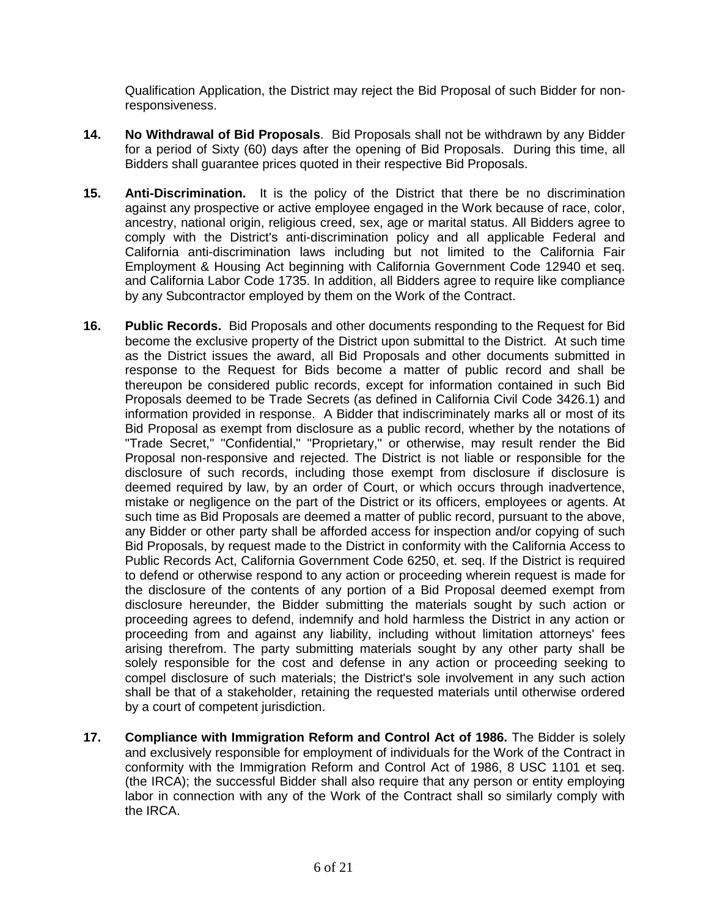Qualification Application, the District may reject the Bid Proposal of such Bidder for non-responsiveness.

**14. No Withdrawal of Bid Proposals**. Bid Proposals shall not be withdrawn by any Bidder for a period of Sixty (60) days after the opening of Bid Proposals. During this time, all Bidders shall guarantee prices quoted in their respective Bid Proposals.

**15. Anti-Discrimination.** It is the policy of the District that there be no discrimination against any prospective or active employee engaged in the Work because of race, color, ancestry, national origin, religious creed, sex, age or marital status. All Bidders agree to comply with the District's anti-discrimination policy and all applicable Federal and California anti-discrimination laws including but not limited to the California Fair Employment & Housing Act beginning with California Government Code 12940 et seq. and California Labor Code 1735. In addition, all Bidders agree to require like compliance by any Subcontractor employed by them on the Work of the Contract.

**16. Public Records.** Bid Proposals and other documents responding to the Request for Bid become the exclusive property of the District upon submittal to the District. At such time as the District issues the award, all Bid Proposals and other documents submitted in response to the Request for Bids become a matter of public record and shall be thereupon be considered public records, except for information contained in such Bid Proposals deemed to be Trade Secrets (as defined in California Civil Code 3426.1) and information provided in response. A Bidder that indiscriminately marks all or most of its Bid Proposal as exempt from disclosure as a public record, whether by the notations of "Trade Secret," "Confidential," "Proprietary," or otherwise, may result render the Bid Proposal non-responsive and rejected. The District is not liable or responsible for the disclosure of such records, including those exempt from disclosure if disclosure is deemed required by law, by an order of Court, or which occurs through inadvertence, mistake or negligence on the part of the District or its officers, employees or agents. At such time as Bid Proposals are deemed a matter of public record, pursuant to the above, any Bidder or other party shall be afforded access for inspection and/or copying of such Bid Proposals, by request made to the District in conformity with the California Access to Public Records Act, California Government Code 6250, et. seq. If the District is required to defend or otherwise respond to any action or proceeding wherein request is made for the disclosure of the contents of any portion of a Bid Proposal deemed exempt from disclosure hereunder, the Bidder submitting the materials sought by such action or proceeding agrees to defend, indemnify and hold harmless the District in any action or proceeding from and against any liability, including without limitation attorneys' fees arising therefrom. The party submitting materials sought by any other party shall be solely responsible for the cost and defense in any action or proceeding seeking to compel disclosure of such materials; the District's sole involvement in any such action shall be that of a stakeholder, retaining the requested materials until otherwise ordered by a court of competent jurisdiction.

**17. Compliance with Immigration Reform and Control Act of 1986.** The Bidder is solely and exclusively responsible for employment of individuals for the Work of the Contract in conformity with the Immigration Reform and Control Act of 1986, 8 USC 1101 et seq. (the IRCA); the successful Bidder shall also require that any person or entity employing labor in connection with any of the Work of the Contract shall so similarly comply with the IRCA.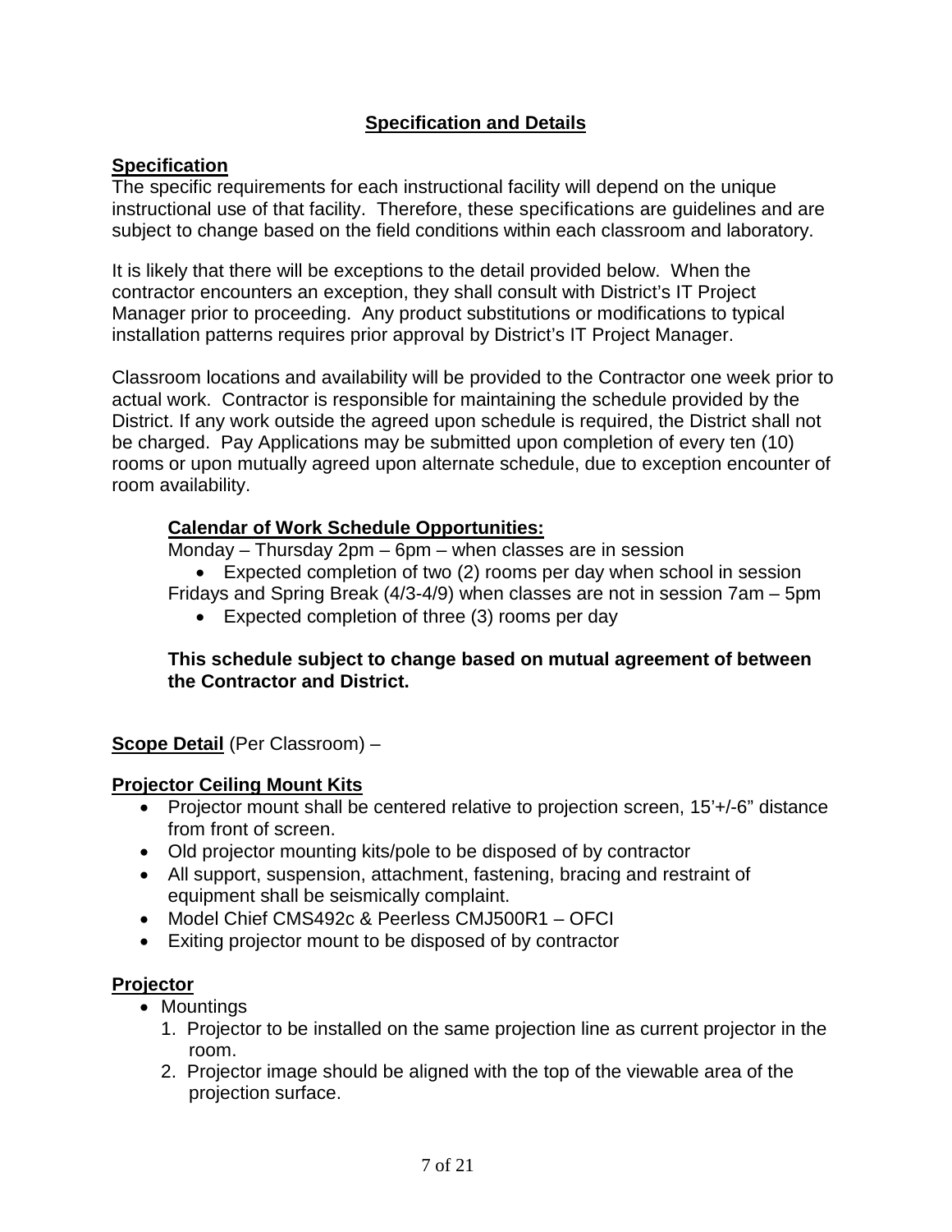## Specification and Details

### Specification

The specific requirements for each instructional facility will depend on the unique instructional use of that facility. Therefore, these specifications are guidelines and are subject to change based on the field conditions within each classroom and laboratory.

It is likely that there will be exceptions to the detail provided below. When the contractor encounters an exception, they shall consult with District's IT Project Manager prior to proceeding. Any product substitutions or modifications to typical installation patterns requires prior approval by District's IT Project Manager.

Classroom locations and availability will be provided to the Contractor one week prior to actual work. Contractor is responsible for maintaining the schedule provided by the District. If any work outside the agreed upon schedule is required, the District shall not be charged. Pay Applications may be submitted upon completion of every ten (10) rooms or upon mutually agreed upon alternate schedule, due to exception encounter of room availability.

#### Calendar of Work Schedule Opportunities:

Monday – Thursday 2pm – 6pm – when classes are in session

- Expected completion of two (2) rooms per day when school in session

Fridays and Spring Break (4/3-4/9) when classes are not in session 7am – 5pm

- Expected completion of three (3) rooms per day

**This schedule subject to change based on mutual agreement of between the Contractor and District.**

**Scope Detail** (Per Classroom) –

### Projector Ceiling Mount Kits

- Projector mount shall be centered relative to projection screen, 15'+/-6" distance from front of screen.
- Old projector mounting kits/pole to be disposed of by contractor
- All support, suspension, attachment, fastening, bracing and restraint of equipment shall be seismically complaint.
- Model Chief CMS492c & Peerless CMJ500R1 – OFCI
- Exiting projector mount to be disposed of by contractor

### Projector

- Mountings
  1. Projector to be installed on the same projection line as current projector in the room.
  2. Projector image should be aligned with the top of the viewable area of the projection surface.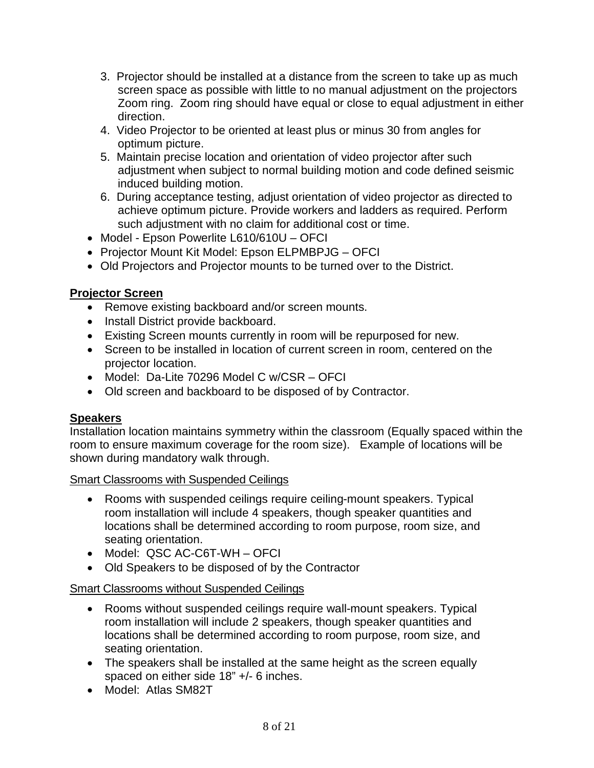3. Projector should be installed at a distance from the screen to take up as much screen space as possible with little to no manual adjustment on the projectors Zoom ring. Zoom ring should have equal or close to equal adjustment in either direction.
4. Video Projector to be oriented at least plus or minus 30 from angles for optimum picture.
5. Maintain precise location and orientation of video projector after such adjustment when subject to normal building motion and code defined seismic induced building motion.
6. During acceptance testing, adjust orientation of video projector as directed to achieve optimum picture. Provide workers and ladders as required. Perform such adjustment with no claim for additional cost or time.

- Model - Epson Powerlite L610/610U – OFCI
- Projector Mount Kit Model: Epson ELPMBPJG – OFCI
- Old Projectors and Projector mounts to be turned over to the District.

**<u>Projector Screen</u>**

- Remove existing backboard and/or screen mounts.
- Install District provide backboard.
- Existing Screen mounts currently in room will be repurposed for new.
- Screen to be installed in location of current screen in room, centered on the projector location.
- Model: Da-Lite 70296 Model C w/CSR – OFCI
- Old screen and backboard to be disposed of by Contractor.

**<u>Speakers</u>**

Installation location maintains symmetry within the classroom (Equally spaced within the room to ensure maximum coverage for the room size). Example of locations will be shown during mandatory walk through.

<u>Smart Classrooms with Suspended Ceilings</u>

- Rooms with suspended ceilings require ceiling-mount speakers. Typical room installation will include 4 speakers, though speaker quantities and locations shall be determined according to room purpose, room size, and seating orientation.
- Model: QSC AC-C6T-WH – OFCI
- Old Speakers to be disposed of by the Contractor

<u>Smart Classrooms without Suspended Ceilings</u>

- Rooms without suspended ceilings require wall-mount speakers. Typical room installation will include 2 speakers, though speaker quantities and locations shall be determined according to room purpose, room size, and seating orientation.
- The speakers shall be installed at the same height as the screen equally spaced on either side 18" +/- 6 inches.
- Model: Atlas SM82T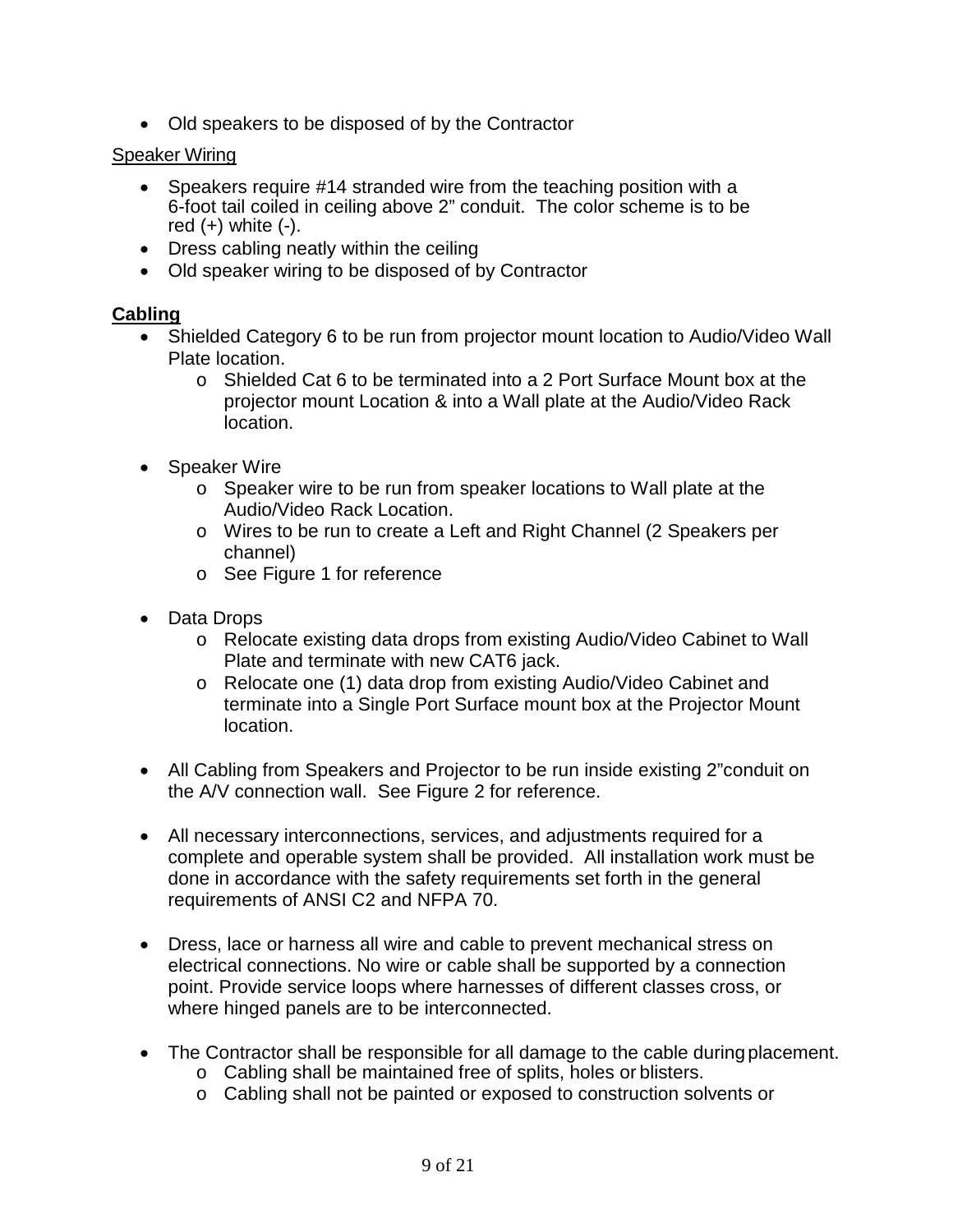- Old speakers to be disposed of by the Contractor

Speaker Wiring

- Speakers require #14 stranded wire from the teaching position with a 6-foot tail coiled in ceiling above 2" conduit. The color scheme is to be red (+) white (-).
- Dress cabling neatly within the ceiling
- Old speaker wiring to be disposed of by Contractor

**Cabling**

- Shielded Category 6 to be run from projector mount location to Audio/Video Wall Plate location.
  - Shielded Cat 6 to be terminated into a 2 Port Surface Mount box at the projector mount Location & into a Wall plate at the Audio/Video Rack location.

- Speaker Wire
  - Speaker wire to be run from speaker locations to Wall plate at the Audio/Video Rack Location.
  - Wires to be run to create a Left and Right Channel (2 Speakers per channel)
  - See Figure 1 for reference

- Data Drops
  - Relocate existing data drops from existing Audio/Video Cabinet to Wall Plate and terminate with new CAT6 jack.
  - Relocate one (1) data drop from existing Audio/Video Cabinet and terminate into a Single Port Surface mount box at the Projector Mount location.

- All Cabling from Speakers and Projector to be run inside existing 2"conduit on the A/V connection wall. See Figure 2 for reference.

- All necessary interconnections, services, and adjustments required for a complete and operable system shall be provided. All installation work must be done in accordance with the safety requirements set forth in the general requirements of ANSI C2 and NFPA 70.

- Dress, lace or harness all wire and cable to prevent mechanical stress on electrical connections. No wire or cable shall be supported by a connection point. Provide service loops where harnesses of different classes cross, or where hinged panels are to be interconnected.

- The Contractor shall be responsible for all damage to the cable during placement.
  - Cabling shall be maintained free of splits, holes or blisters.
  - Cabling shall not be painted or exposed to construction solvents or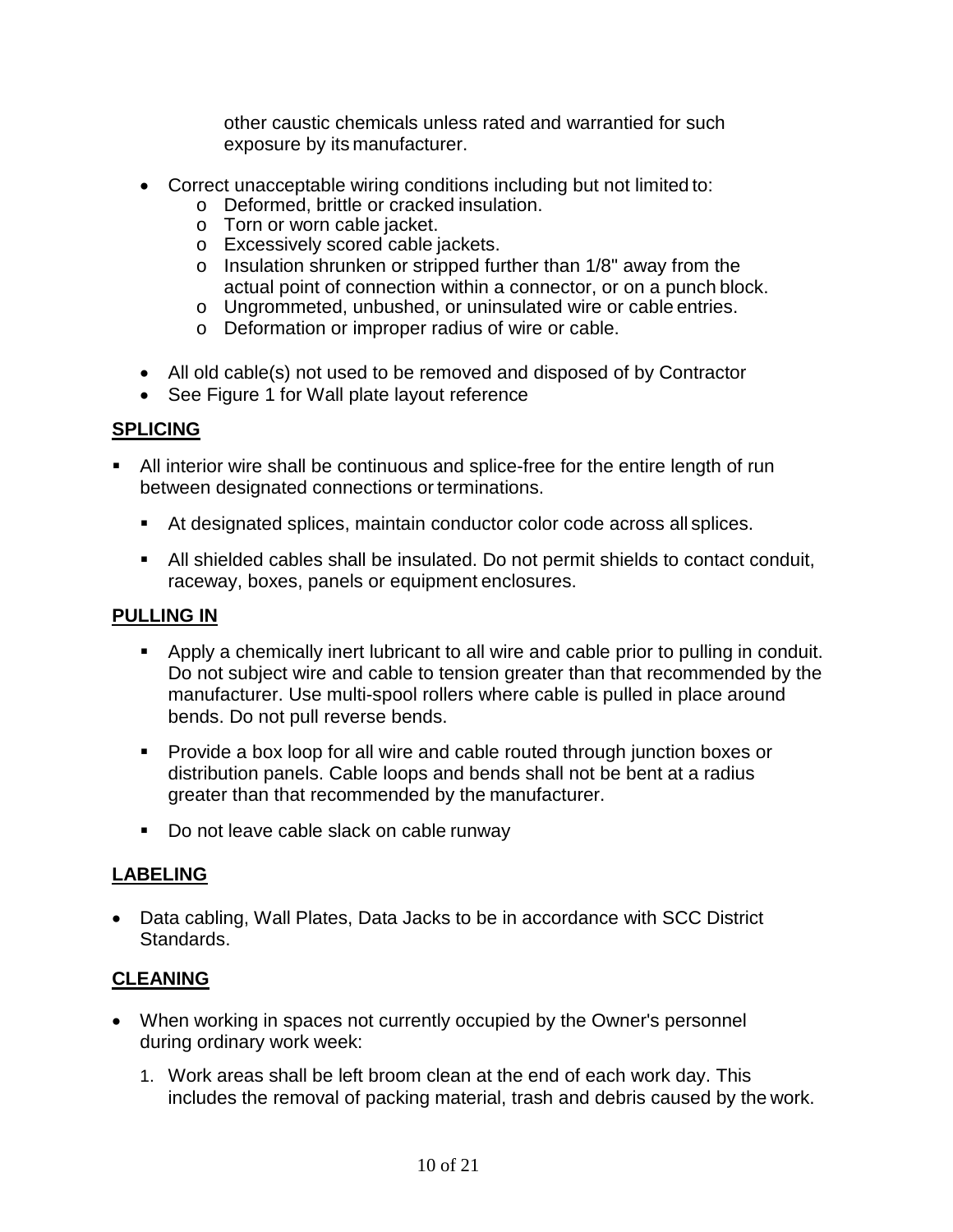other caustic chemicals unless rated and warrantied for such exposure by its manufacturer.

- Correct unacceptable wiring conditions including but not limited to:
  - Deformed, brittle or cracked insulation.
  - Torn or worn cable jacket.
  - Excessively scored cable jackets.
  - Insulation shrunken or stripped further than 1/8" away from the actual point of connection within a connector, or on a punch block.
  - Ungrommeted, unbushed, or uninsulated wire or cable entries.
  - Deformation or improper radius of wire or cable.

- All old cable(s) not used to be removed and disposed of by Contractor
- See Figure 1 for Wall plate layout reference

## SPLICING

- All interior wire shall be continuous and splice-free for the entire length of run between designated connections or terminations.
  - At designated splices, maintain conductor color code across all splices.
  - All shielded cables shall be insulated. Do not permit shields to contact conduit, raceway, boxes, panels or equipment enclosures.

## PULLING IN

- Apply a chemically inert lubricant to all wire and cable prior to pulling in conduit. Do not subject wire and cable to tension greater than that recommended by the manufacturer. Use multi-spool rollers where cable is pulled in place around bends. Do not pull reverse bends.
- Provide a box loop for all wire and cable routed through junction boxes or distribution panels. Cable loops and bends shall not be bent at a radius greater than that recommended by the manufacturer.
- Do not leave cable slack on cable runway

## LABELING

- Data cabling, Wall Plates, Data Jacks to be in accordance with SCC District Standards.

## CLEANING

- When working in spaces not currently occupied by the Owner's personnel during ordinary work week:
  1. Work areas shall be left broom clean at the end of each work day. This includes the removal of packing material, trash and debris caused by the work.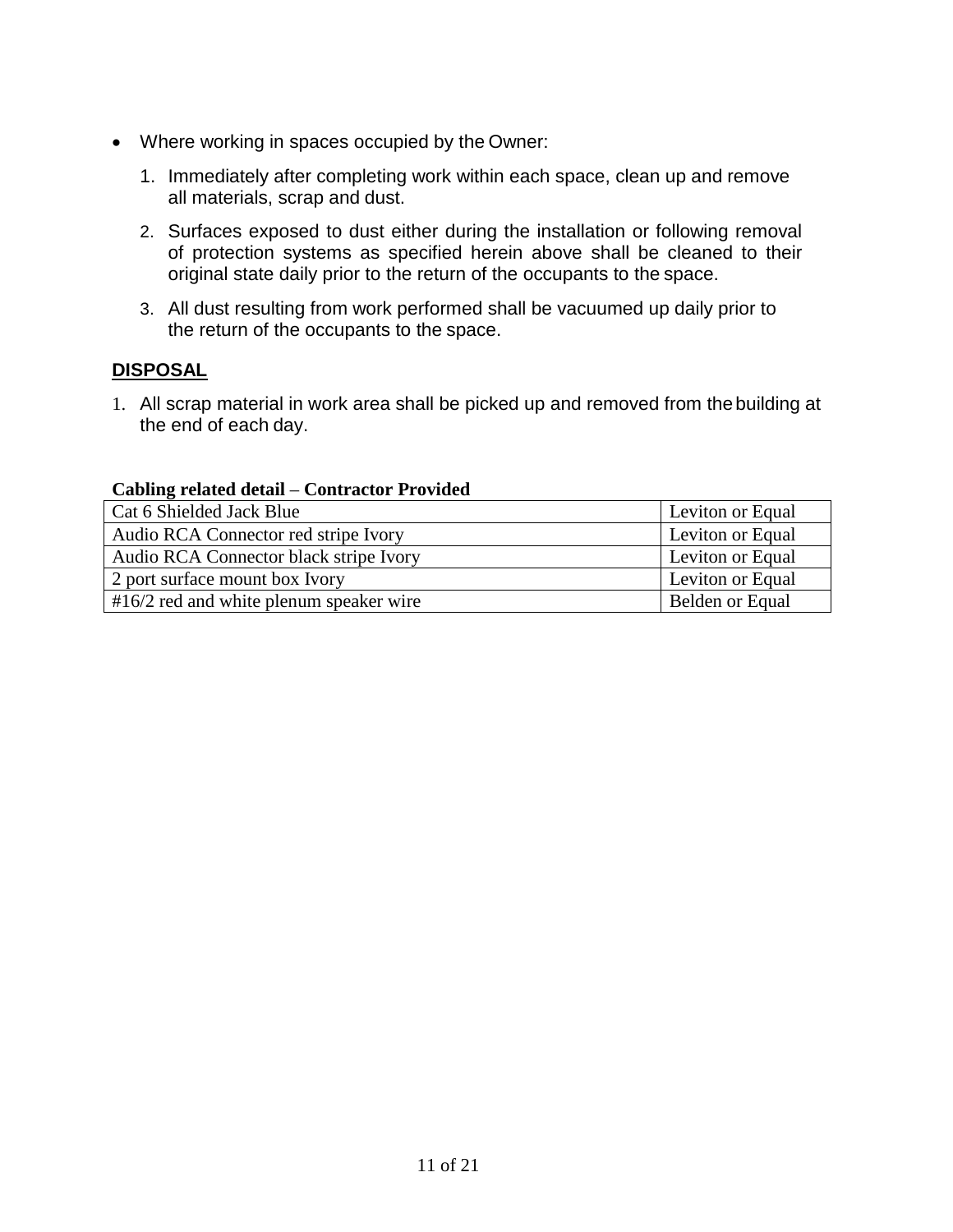- Where working in spaces occupied by the Owner:
  1. Immediately after completing work within each space, clean up and remove all materials, scrap and dust.
  2. Surfaces exposed to dust either during the installation or following removal of protection systems as specified herein above shall be cleaned to their original state daily prior to the return of the occupants to the space.
  3. All dust resulting from work performed shall be vacuumed up daily prior to the return of the occupants to the space.

## DISPOSAL

1. All scrap material in work area shall be picked up and removed from the building at the end of each day.

**Cabling related detail – Contractor Provided**

| | |
|---|---|
| Cat 6 Shielded Jack Blue | Leviton or Equal |
| Audio RCA Connector red stripe Ivory | Leviton or Equal |
| Audio RCA Connector black stripe Ivory | Leviton or Equal |
| 2 port surface mount box Ivory | Leviton or Equal |
| #16/2 red and white plenum speaker wire | Belden or Equal |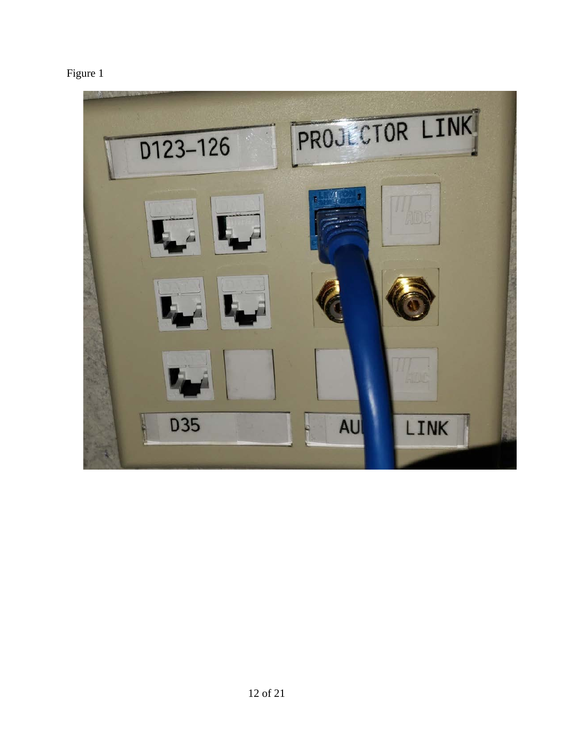Figure 1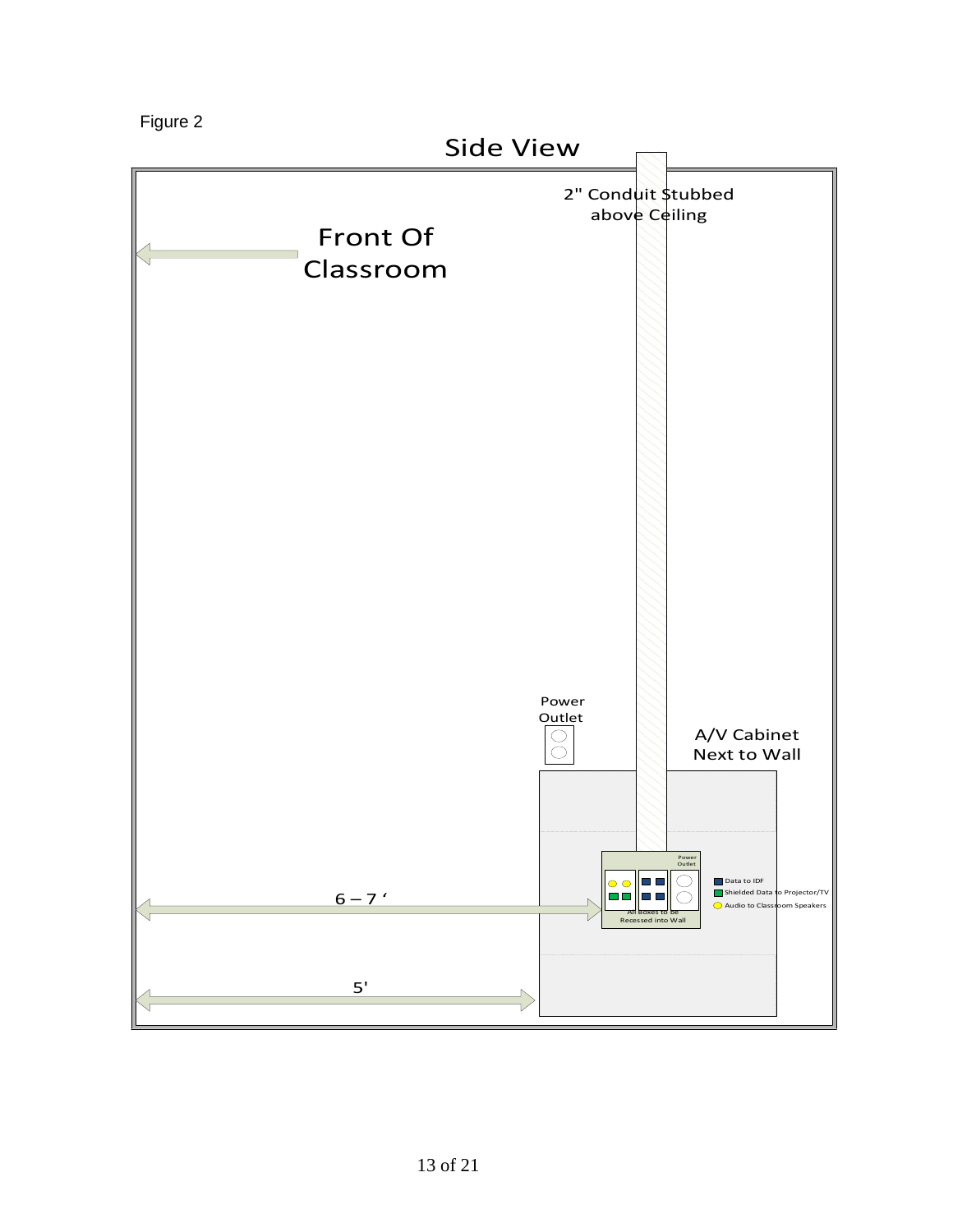Figure 2

Side View

2" Conduit Stubbed above Ceiling

Front Of Classroom

Power Outlet

A/V Cabinet Next to Wall

Power Outlet

Data to IDF

Shielded Data to Projector/TV

Audio to Classroom Speakers

All Boxes to be Recessed into Wall

6 – 7 ‘

5'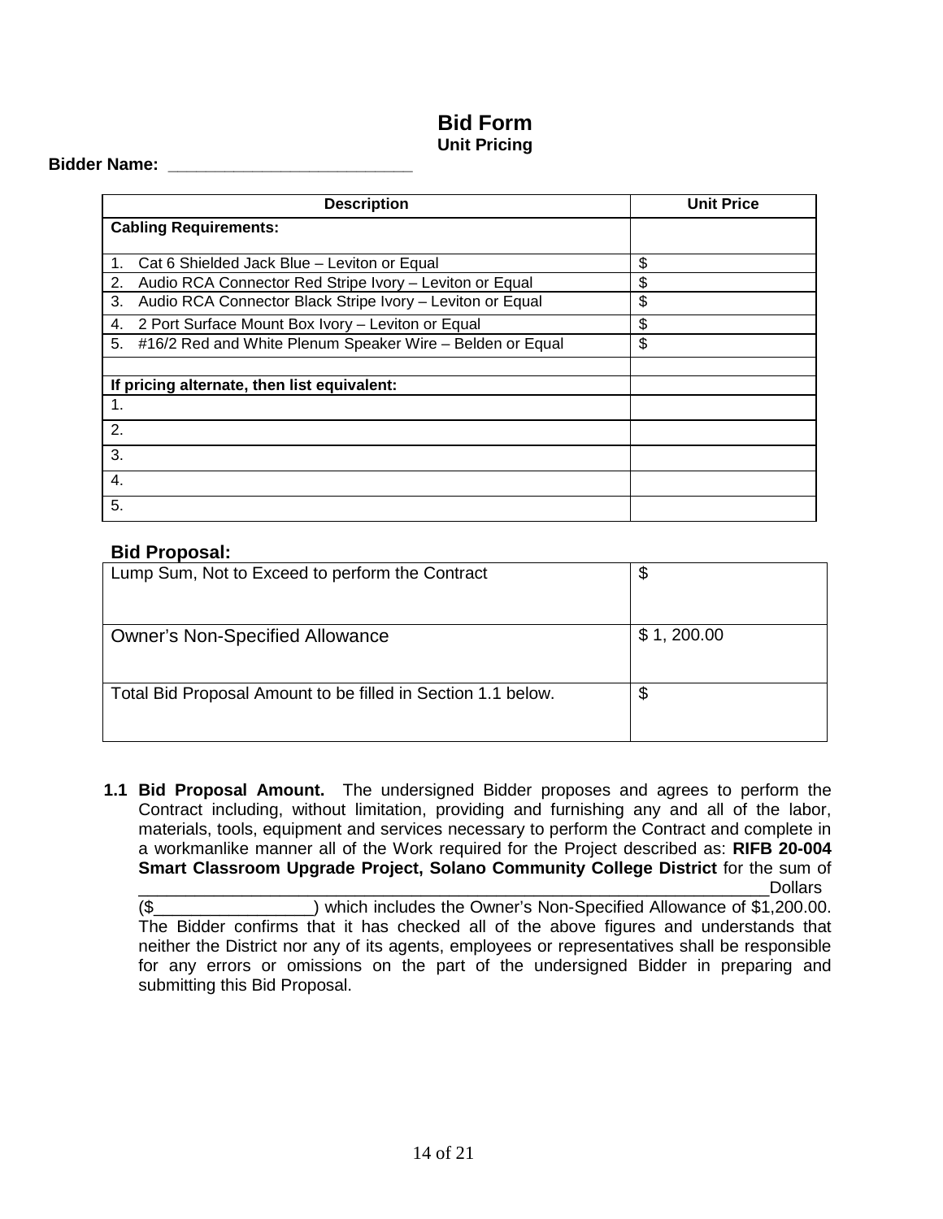# Bid Form

**Unit Pricing**

**Bidder Name: ___________________________**

| Description | Unit Price |
|---|---|
| **Cabling Requirements:** | |
| 1. Cat 6 Shielded Jack Blue – Leviton or Equal | $ |
| 2. Audio RCA Connector Red Stripe Ivory – Leviton or Equal | $ |
| 3. Audio RCA Connector Black Stripe Ivory – Leviton or Equal | $ |
| 4. 2 Port Surface Mount Box Ivory – Leviton or Equal | $ |
| 5. #16/2 Red and White Plenum Speaker Wire – Belden or Equal | $ |
| | |
| **If pricing alternate, then list equivalent:** | |
| 1. | |
| 2. | |
| 3. | |
| 4. | |
| 5. | |

## Bid Proposal:

| | |
|---|---|
| Lump Sum, Not to Exceed to perform the Contract | $ |
| Owner's Non-Specified Allowance | $ 1, 200.00 |
| Total Bid Proposal Amount to be filled in Section 1.1 below. | $ |

**1.1 Bid Proposal Amount.** The undersigned Bidder proposes and agrees to perform the Contract including, without limitation, providing and furnishing any and all of the labor, materials, tools, equipment and services necessary to perform the Contract and complete in a workmanlike manner all of the Work required for the Project described as: **RIFB 20-004 Smart Classroom Upgrade Project, Solano Community College District** for the sum of ______________________________________________________________________Dollars ($_________________) which includes the Owner's Non-Specified Allowance of $1,200.00. The Bidder confirms that it has checked all of the above figures and understands that neither the District nor any of its agents, employees or representatives shall be responsible for any errors or omissions on the part of the undersigned Bidder in preparing and submitting this Bid Proposal.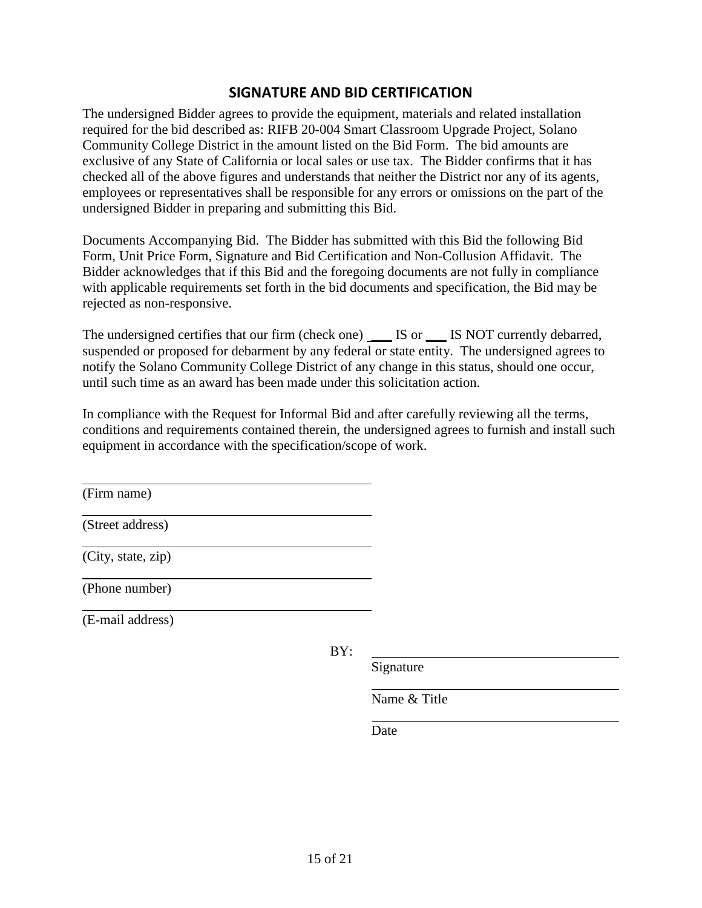## SIGNATURE AND BID CERTIFICATION

The undersigned Bidder agrees to provide the equipment, materials and related installation required for the bid described as: RIFB 20-004 Smart Classroom Upgrade Project, Solano Community College District in the amount listed on the Bid Form. The bid amounts are exclusive of any State of California or local sales or use tax. The Bidder confirms that it has checked all of the above figures and understands that neither the District nor any of its agents, employees or representatives shall be responsible for any errors or omissions on the part of the undersigned Bidder in preparing and submitting this Bid.

Documents Accompanying Bid. The Bidder has submitted with this Bid the following Bid Form, Unit Price Form, Signature and Bid Certification and Non-Collusion Affidavit. The Bidder acknowledges that if this Bid and the foregoing documents are not fully in compliance with applicable requirements set forth in the bid documents and specification, the Bid may be rejected as non-responsive.

The undersigned certifies that our firm (check one) ____ IS or ___ IS NOT currently debarred, suspended or proposed for debarment by any federal or state entity. The undersigned agrees to notify the Solano Community College District of any change in this status, should one occur, until such time as an award has been made under this solicitation action.

In compliance with the Request for Informal Bid and after carefully reviewing all the terms, conditions and requirements contained therein, the undersigned agrees to furnish and install such equipment in accordance with the specification/scope of work.

______________________________
(Firm name)

______________________________
(Street address)

______________________________
(City, state, zip)

______________________________
(Phone number)

______________________________
(E-mail address)

BY: ______________________________
Signature

______________________________
Name & Title

______________________________
Date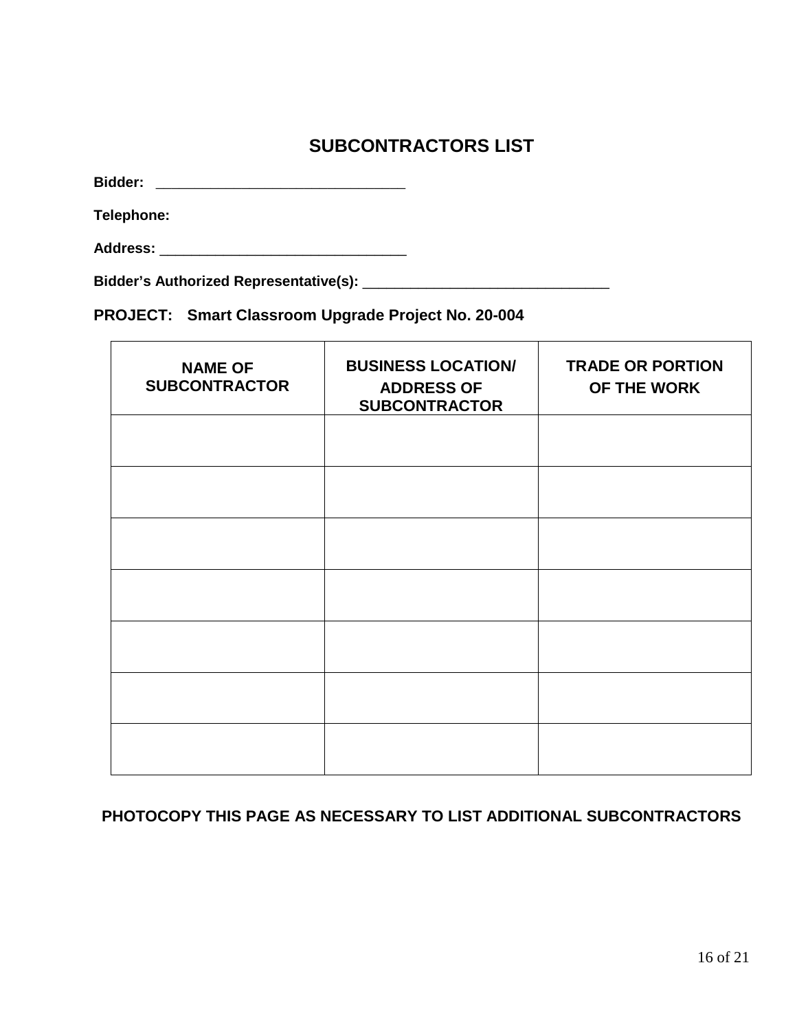# SUBCONTRACTORS LIST

**Bidder:** ________________________________

**Telephone:**

**Address:** ________________________________

**Bidder's Authorized Representative(s):** ________________________________

**PROJECT: Smart Classroom Upgrade Project No. 20-004**

| NAME OF SUBCONTRACTOR | BUSINESS LOCATION/ ADDRESS OF SUBCONTRACTOR | TRADE OR PORTION OF THE WORK |
|---|---|---|
| | | |
| | | |
| | | |
| | | |
| | | |
| | | |
| | | |

**PHOTOCOPY THIS PAGE AS NECESSARY TO LIST ADDITIONAL SUBCONTRACTORS**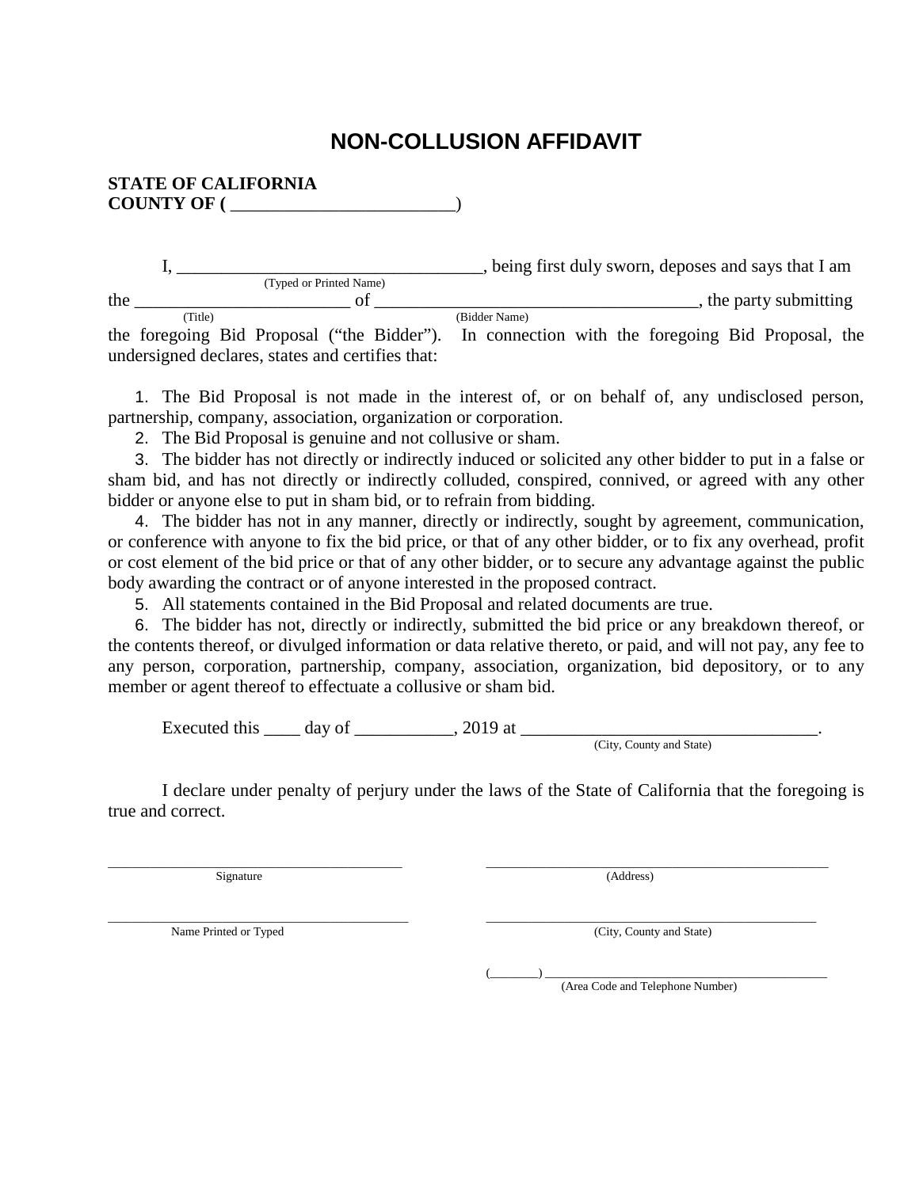# NON-COLLUSION AFFIDAVIT

**STATE OF CALIFORNIA**
**COUNTY OF ( \_\_\_\_\_\_\_\_\_\_\_\_\_\_\_\_\_\_\_\_\_\_\_\_\_)**

I, \_\_\_\_\_\_\_\_\_\_\_\_\_\_\_\_\_\_\_\_\_\_\_\_\_\_\_\_\_\_\_\_\_\_, being first duly sworn, deposes and says that I am
(Typed or Printed Name)
the \_\_\_\_\_\_\_\_\_\_\_\_\_\_\_\_\_\_\_\_\_\_\_\_ of \_\_\_\_\_\_\_\_\_\_\_\_\_\_\_\_\_\_\_\_\_\_\_\_\_\_\_\_\_\_\_\_\_\_\_, the party submitting
(Title) (Bidder Name)
the foregoing Bid Proposal ("the Bidder"). In connection with the foregoing Bid Proposal, the undersigned declares, states and certifies that:

1. The Bid Proposal is not made in the interest of, or on behalf of, any undisclosed person, partnership, company, association, organization or corporation.
2. The Bid Proposal is genuine and not collusive or sham.
3. The bidder has not directly or indirectly induced or solicited any other bidder to put in a false or sham bid, and has not directly or indirectly colluded, conspired, connived, or agreed with any other bidder or anyone else to put in sham bid, or to refrain from bidding.
4. The bidder has not in any manner, directly or indirectly, sought by agreement, communication, or conference with anyone to fix the bid price, or that of any other bidder, or to fix any overhead, profit or cost element of the bid price or that of any other bidder, or to secure any advantage against the public body awarding the contract or of anyone interested in the proposed contract.
5. All statements contained in the Bid Proposal and related documents are true.
6. The bidder has not, directly or indirectly, submitted the bid price or any breakdown thereof, or the contents thereof, or divulged information or data relative thereto, or paid, and will not pay, any fee to any person, corporation, partnership, company, association, organization, bid depository, or to any member or agent thereof to effectuate a collusive or sham bid.

Executed this \_\_\_\_ day of \_\_\_\_\_\_\_\_\_\_\_, 2019 at \_\_\_\_\_\_\_\_\_\_\_\_\_\_\_\_\_\_\_\_\_\_\_\_\_\_\_\_\_\_\_\_\_.
(City, County and State)

I declare under penalty of perjury under the laws of the State of California that the foregoing is true and correct.

\_\_\_\_\_\_\_\_\_\_\_\_\_\_\_\_\_\_\_\_\_\_\_\_\_\_\_\_\_\_\_\_\_\_\_\_\_\_
Signature

\_\_\_\_\_\_\_\_\_\_\_\_\_\_\_\_\_\_\_\_\_\_\_\_\_\_\_\_\_\_\_\_\_\_\_\_\_\_
(Address)

\_\_\_\_\_\_\_\_\_\_\_\_\_\_\_\_\_\_\_\_\_\_\_\_\_\_\_\_\_\_\_\_\_\_\_\_\_\_
Name Printed or Typed

\_\_\_\_\_\_\_\_\_\_\_\_\_\_\_\_\_\_\_\_\_\_\_\_\_\_\_\_\_\_\_\_\_\_\_\_\_\_
(City, County and State)

(\_\_\_\_\_\_\_) \_\_\_\_\_\_\_\_\_\_\_\_\_\_\_\_\_\_\_\_\_\_\_\_\_\_\_\_\_\_\_\_
(Area Code and Telephone Number)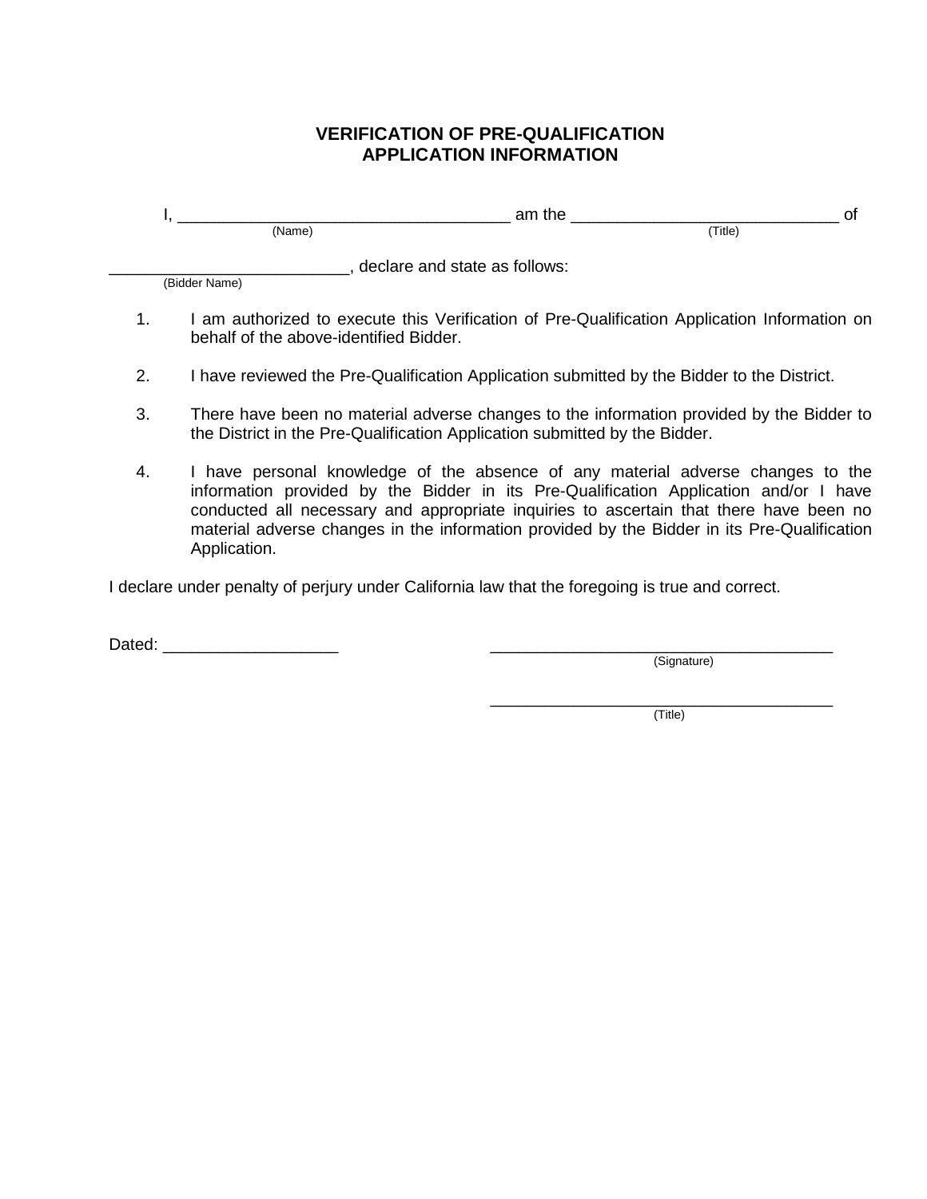# VERIFICATION OF PRE-QUALIFICATION APPLICATION INFORMATION

I, ___________________________________ am the ____________________________ of
(Name) (Title)

_________________________, declare and state as follows:
(Bidder Name)

1. I am authorized to execute this Verification of Pre-Qualification Application Information on behalf of the above-identified Bidder.

2. I have reviewed the Pre-Qualification Application submitted by the Bidder to the District.

3. There have been no material adverse changes to the information provided by the Bidder to the District in the Pre-Qualification Application submitted by the Bidder.

4. I have personal knowledge of the absence of any material adverse changes to the information provided by the Bidder in its Pre-Qualification Application and/or I have conducted all necessary and appropriate inquiries to ascertain that there have been no material adverse changes in the information provided by the Bidder in its Pre-Qualification Application.

I declare under penalty of perjury under California law that the foregoing is true and correct.

Dated: ___________________ ____________________________________
(Signature)

____________________________________
(Title)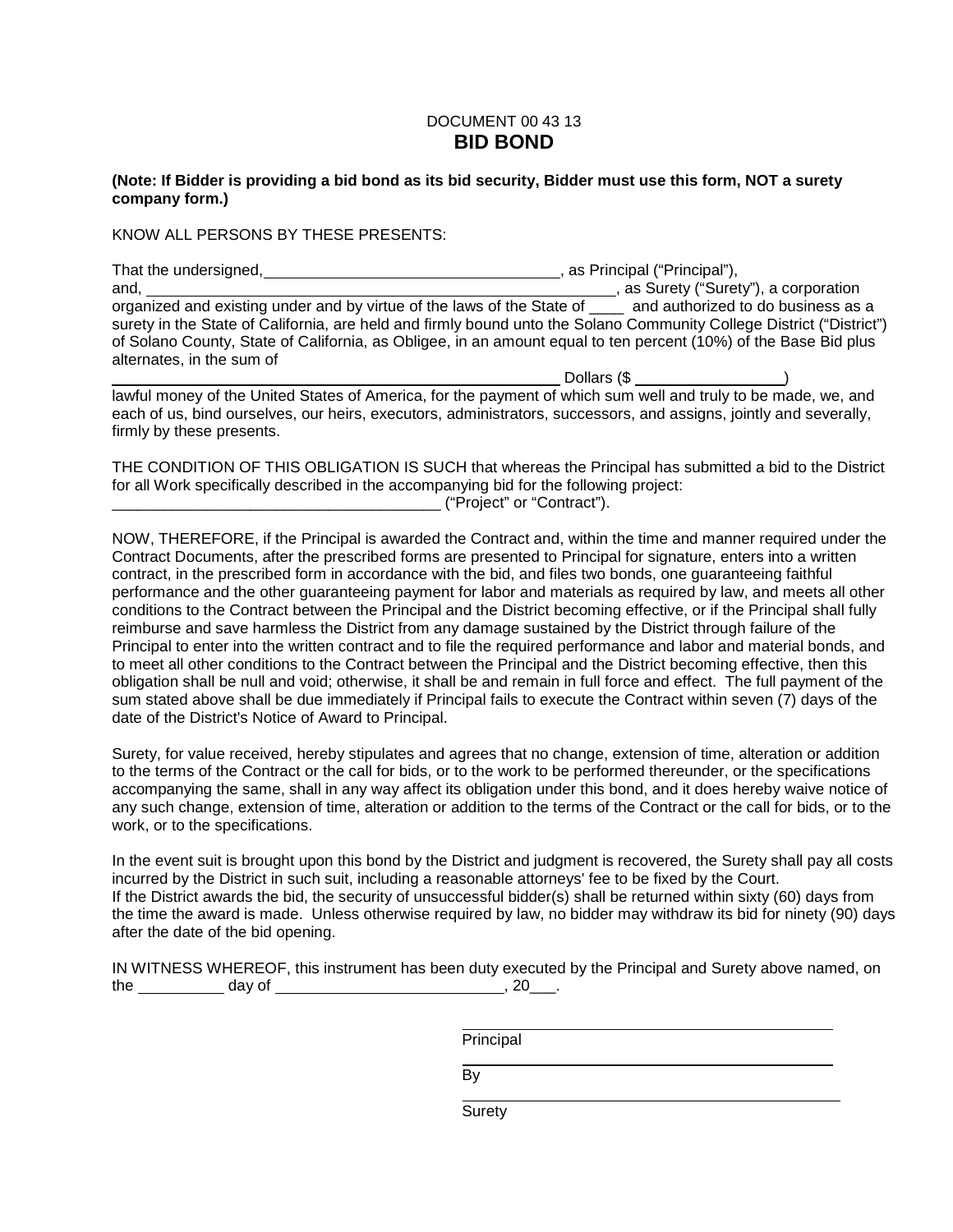DOCUMENT 00 43 13

# BID BOND

**(Note: If Bidder is providing a bid bond as its bid security, Bidder must use this form, NOT a surety company form.)**

KNOW ALL PERSONS BY THESE PRESENTS:

That the undersigned, ___________________________________, as Principal ("Principal"), and, ___________________________________________________________, as Surety ("Surety"), a corporation organized and existing under and by virtue of the laws of the State of ____ and authorized to do business as a surety in the State of California, are held and firmly bound unto the Solano Community College District ("District") of Solano County, State of California, as Obligee, in an amount equal to ten percent (10%) of the Base Bid plus alternates, in the sum of

_____________________________________________________________ Dollars ($ _________________)

lawful money of the United States of America, for the payment of which sum well and truly to be made, we, and each of us, bind ourselves, our heirs, executors, administrators, successors, and assigns, jointly and severally, firmly by these presents.

THE CONDITION OF THIS OBLIGATION IS SUCH that whereas the Principal has submitted a bid to the District for all Work specifically described in the accompanying bid for the following project: _______________________________________ ("Project" or "Contract").

NOW, THEREFORE, if the Principal is awarded the Contract and, within the time and manner required under the Contract Documents, after the prescribed forms are presented to Principal for signature, enters into a written contract, in the prescribed form in accordance with the bid, and files two bonds, one guaranteeing faithful performance and the other guaranteeing payment for labor and materials as required by law, and meets all other conditions to the Contract between the Principal and the District becoming effective, or if the Principal shall fully reimburse and save harmless the District from any damage sustained by the District through failure of the Principal to enter into the written contract and to file the required performance and labor and material bonds, and to meet all other conditions to the Contract between the Principal and the District becoming effective, then this obligation shall be null and void; otherwise, it shall be and remain in full force and effect. The full payment of the sum stated above shall be due immediately if Principal fails to execute the Contract within seven (7) days of the date of the District's Notice of Award to Principal.

Surety, for value received, hereby stipulates and agrees that no change, extension of time, alteration or addition to the terms of the Contract or the call for bids, or to the work to be performed thereunder, or the specifications accompanying the same, shall in any way affect its obligation under this bond, and it does hereby waive notice of any such change, extension of time, alteration or addition to the terms of the Contract or the call for bids, or to the work, or to the specifications.

In the event suit is brought upon this bond by the District and judgment is recovered, the Surety shall pay all costs incurred by the District in such suit, including a reasonable attorneys' fee to be fixed by the Court.
If the District awards the bid, the security of unsuccessful bidder(s) shall be returned within sixty (60) days from the time the award is made. Unless otherwise required by law, no bidder may withdraw its bid for ninety (90) days after the date of the bid opening.

IN WITNESS WHEREOF, this instrument has been duty executed by the Principal and Surety above named, on the __________ day of __________________________, 20___.

_____________________________________________
Principal

_____________________________________________
By

_____________________________________________
Surety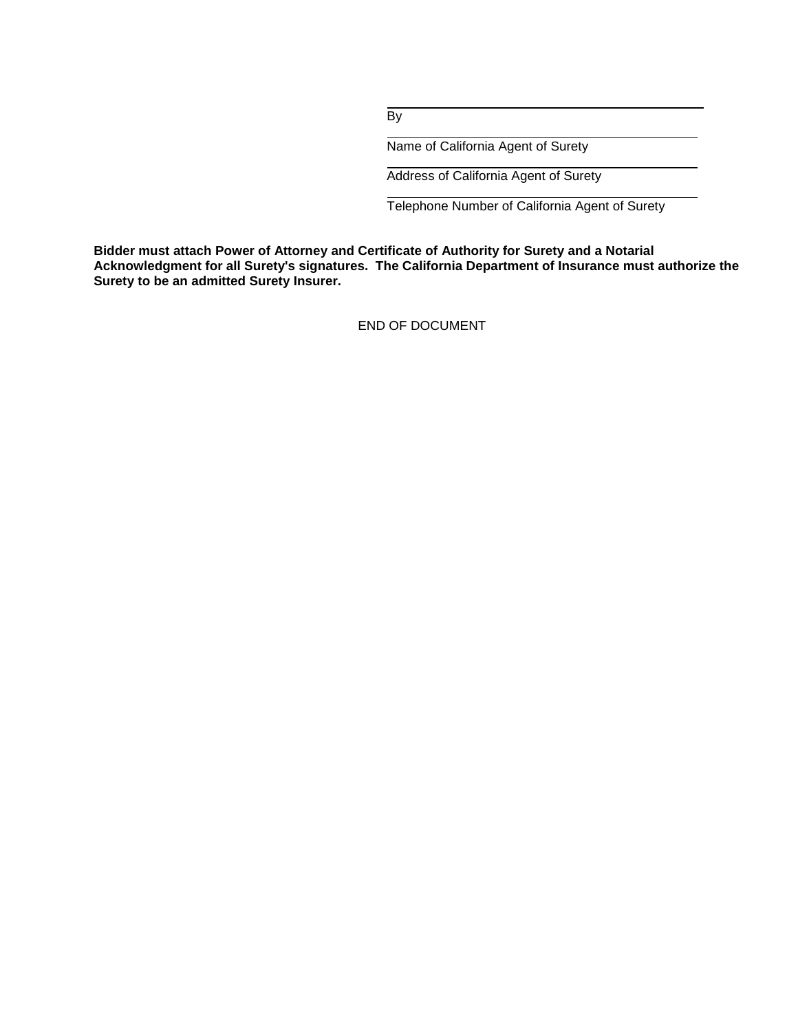By

Name of California Agent of Surety

Address of California Agent of Surety

Telephone Number of California Agent of Surety

**Bidder must attach Power of Attorney and Certificate of Authority for Surety and a Notarial Acknowledgment for all Surety's signatures. The California Department of Insurance must authorize the Surety to be an admitted Surety Insurer.**

END OF DOCUMENT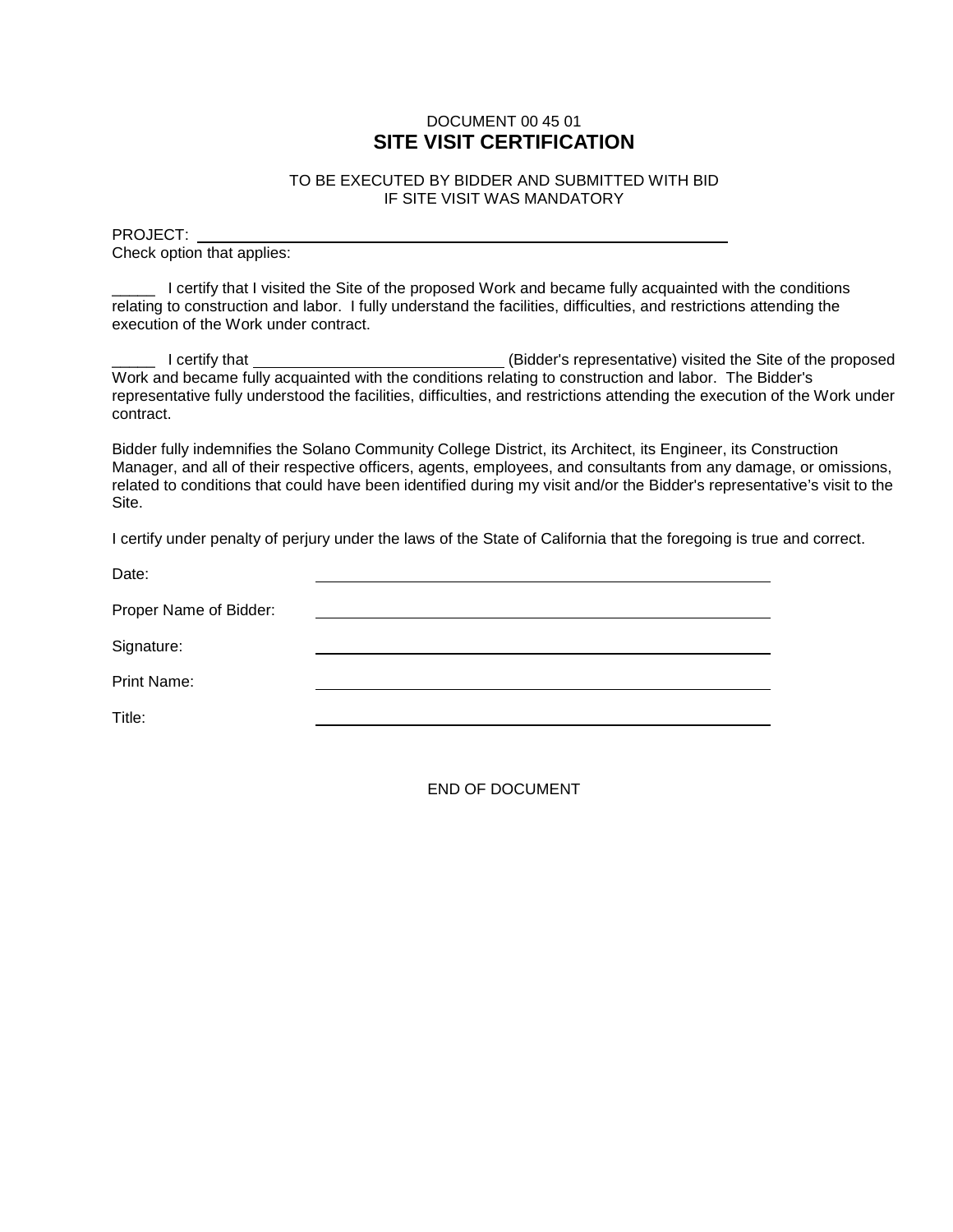DOCUMENT 00 45 01

# SITE VISIT CERTIFICATION

TO BE EXECUTED BY BIDDER AND SUBMITTED WITH BID
IF SITE VISIT WAS MANDATORY

PROJECT: ______________________________________________________________

Check option that applies:

_____ I certify that I visited the Site of the proposed Work and became fully acquainted with the conditions relating to construction and labor. I fully understand the facilities, difficulties, and restrictions attending the execution of the Work under contract.

_____ I certify that ____________________________ (Bidder's representative) visited the Site of the proposed Work and became fully acquainted with the conditions relating to construction and labor. The Bidder's representative fully understood the facilities, difficulties, and restrictions attending the execution of the Work under contract.

Bidder fully indemnifies the Solano Community College District, its Architect, its Engineer, its Construction Manager, and all of their respective officers, agents, employees, and consultants from any damage, or omissions, related to conditions that could have been identified during my visit and/or the Bidder's representative's visit to the Site.

I certify under penalty of perjury under the laws of the State of California that the foregoing is true and correct.

Date: ____________________________________________

Proper Name of Bidder: ____________________________________________

Signature: ____________________________________________

Print Name: ____________________________________________

Title: ____________________________________________

END OF DOCUMENT